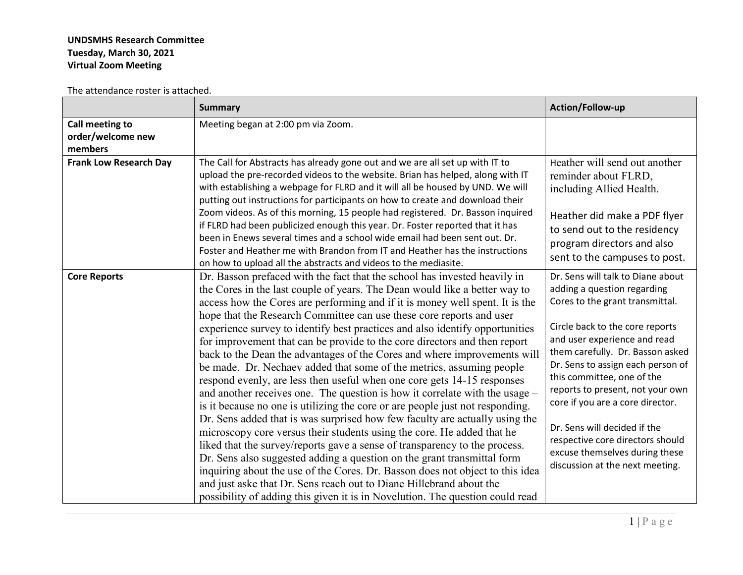**UNDSMHS Research Committee**
**Tuesday, March 30, 2021**
**Virtual Zoom Meeting**

The attendance roster is attached.

| | Summary | Action/Follow-up |
|---|---|---|
| **Call meeting to order/welcome new members** | Meeting began at 2:00 pm via Zoom. | |
| **Frank Low Research Day** | The Call for Abstracts has already gone out and we are all set up with IT to upload the pre-recorded videos to the website. Brian has helped, along with IT with establishing a webpage for FLRD and it will all be housed by UND. We will putting out instructions for participants on how to create and download their Zoom videos. As of this morning, 15 people had registered. Dr. Basson inquired if FLRD had been publicized enough this year. Dr. Foster reported that it has been in Enews several times and a school wide email had been sent out. Dr. Foster and Heather me with Brandon from IT and Heather has the instructions on how to upload all the abstracts and videos to the mediasite. | Heather will send out another reminder about FLRD, including Allied Health.<br><br>Heather did make a PDF flyer to send out to the residency program directors and also sent to the campuses to post. |
| **Core Reports** | Dr. Basson prefaced with the fact that the school has invested heavily in the Cores in the last couple of years. The Dean would like a better way to access how the Cores are performing and if it is money well spent. It is the hope that the Research Committee can use these core reports and user experience survey to identify best practices and also identify opportunities for improvement that can be provide to the core directors and then report back to the Dean the advantages of the Cores and where improvements will be made. Dr. Nechaev added that some of the metrics, assuming people respond evenly, are less then useful when one core gets 14-15 responses and another receives one. The question is how it correlate with the usage – is it because no one is utilizing the core or are people just not responding. Dr. Sens added that is was surprised how few faculty are actually using the microscopy core versus their students using the core. He added that he liked that the survey/reports gave a sense of transparency to the process. Dr. Sens also suggested adding a question on the grant transmittal form inquiring about the use of the Cores. Dr. Basson does not object to this idea and just aske that Dr. Sens reach out to Diane Hillebrand about the possibility of adding this given it is in Novelution. The question could read | Dr. Sens will talk to Diane about adding a question regarding Cores to the grant transmittal.<br><br>Circle back to the core reports and user experience and read them carefully. Dr. Basson asked Dr. Sens to assign each person of this committee, one of the reports to present, not your own core if you are a core director.<br><br>Dr. Sens will decided if the respective core directors should excuse themselves during these discussion at the next meeting. |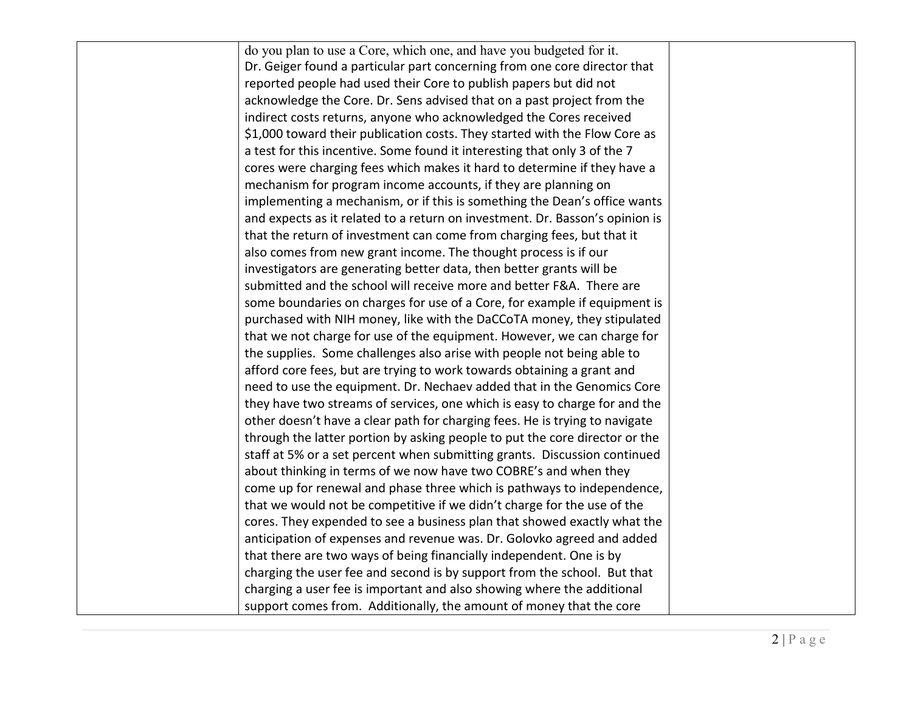| | | |
|---|---|---|
| | do you plan to use a Core, which one, and have you budgeted for it. Dr. Geiger found a particular part concerning from one core director that reported people had used their Core to publish papers but did not acknowledge the Core. Dr. Sens advised that on a past project from the indirect costs returns, anyone who acknowledged the Cores received $1,000 toward their publication costs. They started with the Flow Core as a test for this incentive. Some found it interesting that only 3 of the 7 cores were charging fees which makes it hard to determine if they have a mechanism for program income accounts, if they are planning on implementing a mechanism, or if this is something the Dean's office wants and expects as it related to a return on investment. Dr. Basson's opinion is that the return of investment can come from charging fees, but that it also comes from new grant income. The thought process is if our investigators are generating better data, then better grants will be submitted and the school will receive more and better F&A. There are some boundaries on charges for use of a Core, for example if equipment is purchased with NIH money, like with the DaCCoTA money, they stipulated that we not charge for use of the equipment. However, we can charge for the supplies. Some challenges also arise with people not being able to afford core fees, but are trying to work towards obtaining a grant and need to use the equipment. Dr. Nechaev added that in the Genomics Core they have two streams of services, one which is easy to charge for and the other doesn't have a clear path for charging fees. He is trying to navigate through the latter portion by asking people to put the core director or the staff at 5% or a set percent when submitting grants. Discussion continued about thinking in terms of we now have two COBRE's and when they come up for renewal and phase three which is pathways to independence, that we would not be competitive if we didn't charge for the use of the cores. They expended to see a business plan that showed exactly what the anticipation of expenses and revenue was. Dr. Golovko agreed and added that there are two ways of being financially independent. One is by charging the user fee and second is by support from the school. But that charging a user fee is important and also showing where the additional support comes from. Additionally, the amount of money that the core | |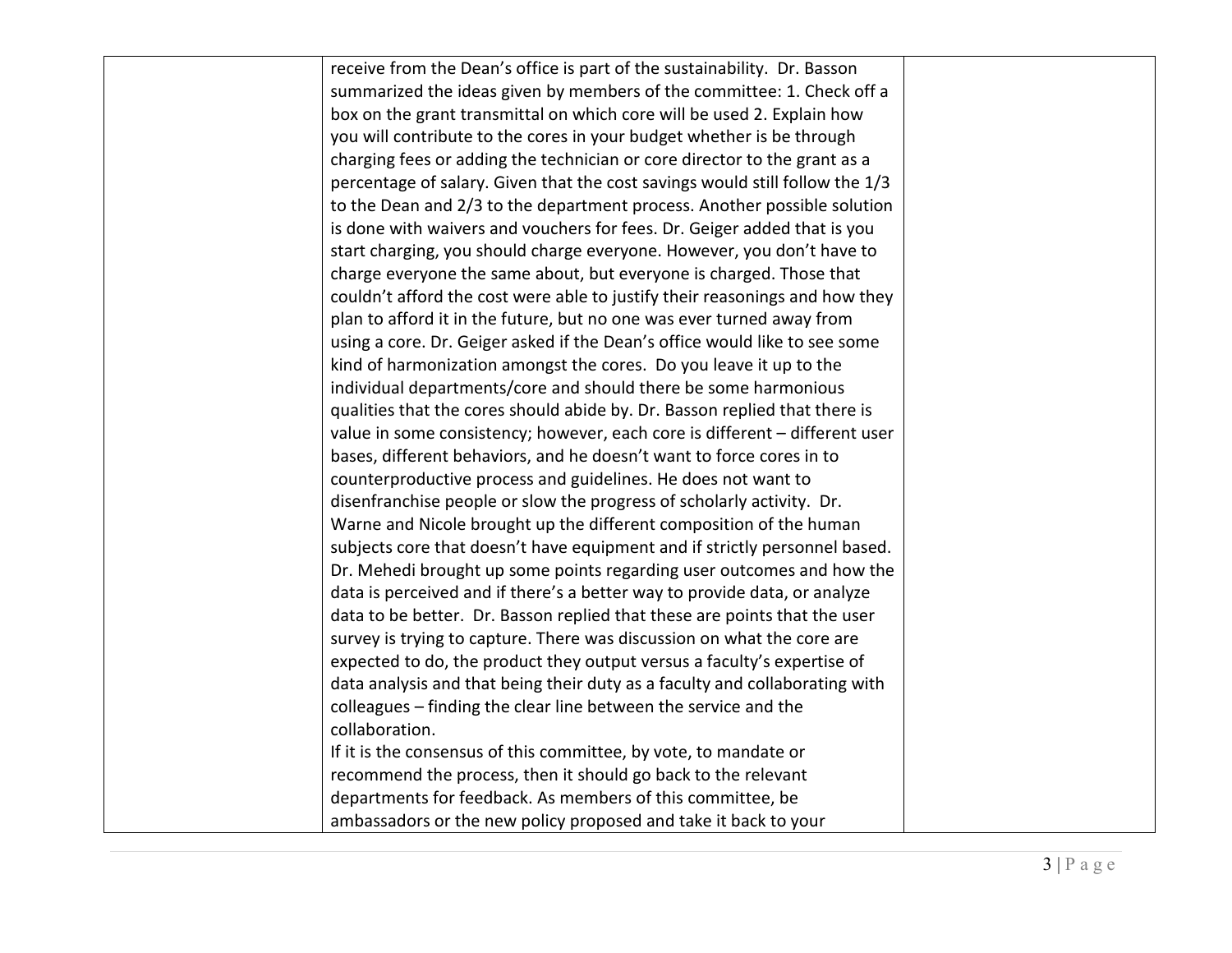| | | |
|---|---|---|
| | receive from the Dean's office is part of the sustainability. Dr. Basson summarized the ideas given by members of the committee: 1. Check off a box on the grant transmittal on which core will be used 2. Explain how you will contribute to the cores in your budget whether is be through charging fees or adding the technician or core director to the grant as a percentage of salary. Given that the cost savings would still follow the 1/3 to the Dean and 2/3 to the department process. Another possible solution is done with waivers and vouchers for fees. Dr. Geiger added that is you start charging, you should charge everyone. However, you don't have to charge everyone the same about, but everyone is charged. Those that couldn't afford the cost were able to justify their reasonings and how they plan to afford it in the future, but no one was ever turned away from using a core. Dr. Geiger asked if the Dean's office would like to see some kind of harmonization amongst the cores. Do you leave it up to the individual departments/core and should there be some harmonious qualities that the cores should abide by. Dr. Basson replied that there is value in some consistency; however, each core is different – different user bases, different behaviors, and he doesn't want to force cores in to counterproductive process and guidelines. He does not want to disenfranchise people or slow the progress of scholarly activity. Dr. Warne and Nicole brought up the different composition of the human subjects core that doesn't have equipment and if strictly personnel based. Dr. Mehedi brought up some points regarding user outcomes and how the data is perceived and if there's a better way to provide data, or analyze data to be better. Dr. Basson replied that these are points that the user survey is trying to capture. There was discussion on what the core are expected to do, the product they output versus a faculty's expertise of data analysis and that being their duty as a faculty and collaborating with colleagues – finding the clear line between the service and the collaboration.<br>If it is the consensus of this committee, by vote, to mandate or recommend the process, then it should go back to the relevant departments for feedback. As members of this committee, be ambassadors or the new policy proposed and take it back to your | |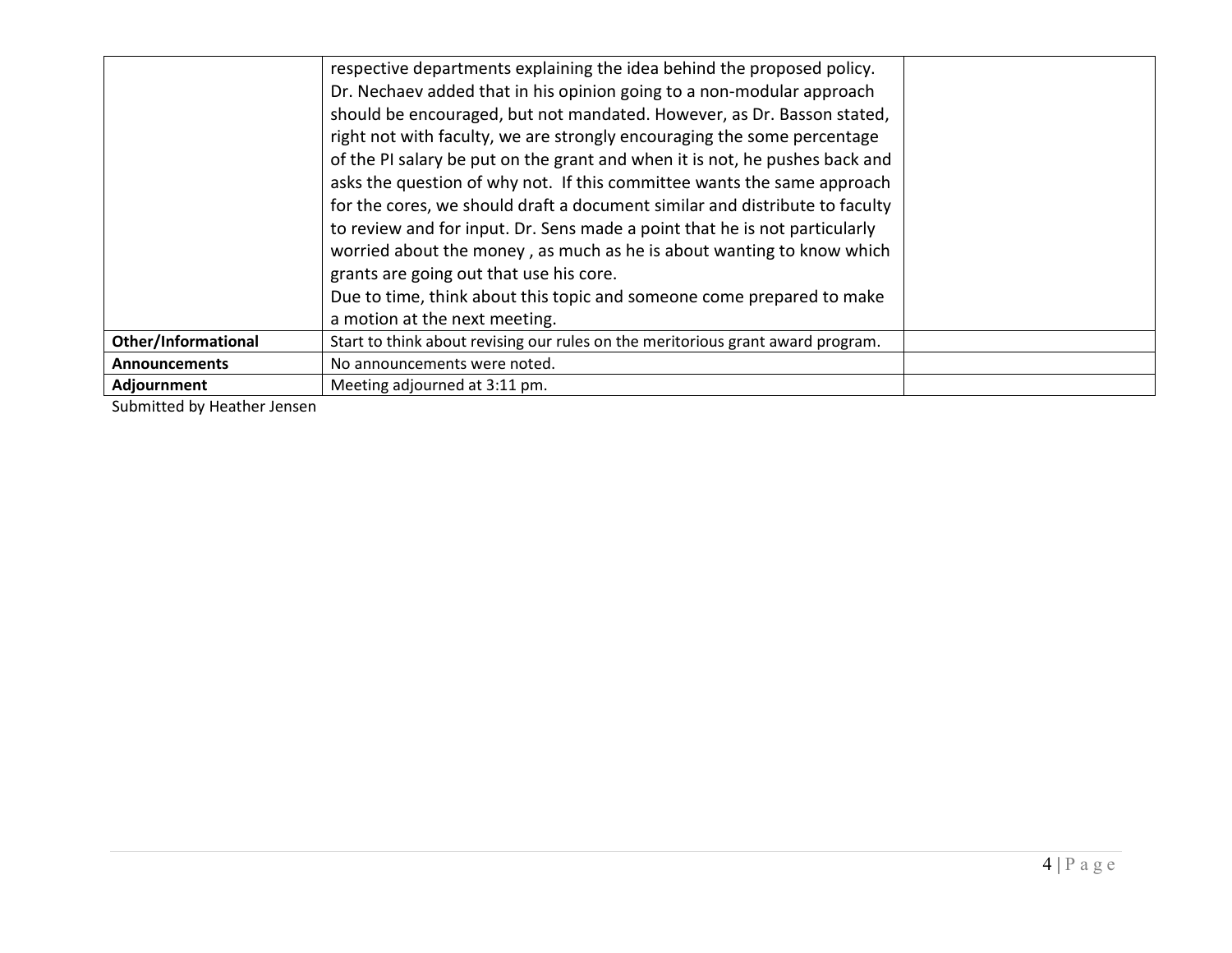| | | |
|---|---|---|
| | respective departments explaining the idea behind the proposed policy. Dr. Nechaev added that in his opinion going to a non-modular approach should be encouraged, but not mandated. However, as Dr. Basson stated, right not with faculty, we are strongly encouraging the some percentage of the PI salary be put on the grant and when it is not, he pushes back and asks the question of why not. If this committee wants the same approach for the cores, we should draft a document similar and distribute to faculty to review and for input. Dr. Sens made a point that he is not particularly worried about the money , as much as he is about wanting to know which grants are going out that use his core.<br>Due to time, think about this topic and someone come prepared to make a motion at the next meeting. | |
| **Other/Informational** | Start to think about revising our rules on the meritorious grant award program. | |
| **Announcements** | No announcements were noted. | |
| **Adjournment** | Meeting adjourned at 3:11 pm. | |

Submitted by Heather Jensen